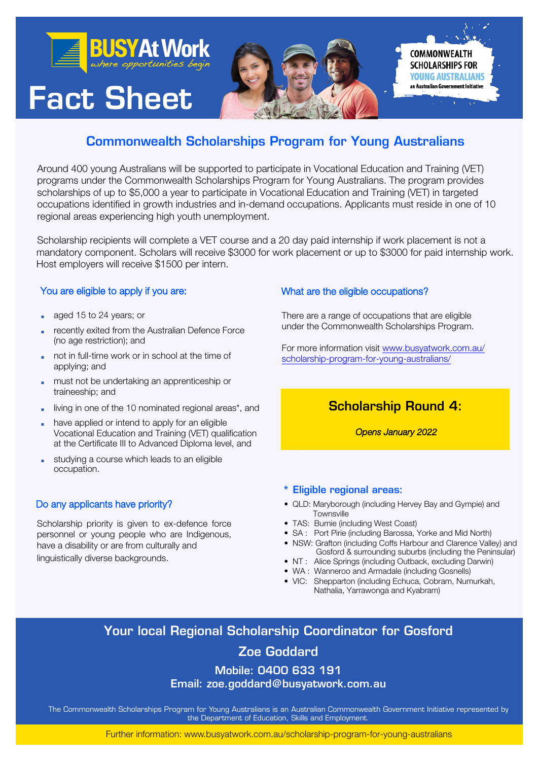BUSY At Work
*where opportunities begin*

# Fact Sheet

COMMONWEALTH SCHOLARSHIPS FOR YOUNG AUSTRALIANS
an Australian Government Initiative

## Commonwealth Scholarships Program for Young Australians

Around 400 young Australians will be supported to participate in Vocational Education and Training (VET) programs under the Commonwealth Scholarships Program for Young Australians. The program provides scholarships of up to $5,000 a year to participate in Vocational Education and Training (VET) in targeted occupations identified in growth industries and in-demand occupations. Applicants must reside in one of 10 regional areas experiencing high youth unemployment.

Scholarship recipients will complete a VET course and a 20 day paid internship if work placement is not a mandatory component. Scholars will receive $3000 for work placement or up to $3000 for paid internship work. Host employers will receive $1500 per intern.

### You are eligible to apply if you are:

- aged 15 to 24 years; or
- recently exited from the Australian Defence Force (no age restriction); and
- not in full-time work or in school at the time of applying; and
- must not be undertaking an apprenticeship or traineeship; and
- living in one of the 10 nominated regional areas*, and
- have applied or intend to apply for an eligible Vocational Education and Training (VET) qualification at the Certificate III to Advanced Diploma level, and
- studying a course which leads to an eligible occupation.

### Do any applicants have priority?

Scholarship priority is given to ex-defence force personnel or young people who are Indigenous, have a disability or are from culturally and linguistically diverse backgrounds.

### What are the eligible occupations?

There are a range of occupations that are eligible under the Commonwealth Scholarships Program.

For more information visit www.busyatwork.com.au/scholarship-program-for-young-australians/

### Scholarship Round 4:

*Opens January 2022*

### * Eligible regional areas:

- QLD: Maryborough (including Hervey Bay and Gympie) and Townsville
- TAS: Burnie (including West Coast)
- SA : Port Pirie (including Barossa, Yorke and Mid North)
- NSW: Grafton (including Coffs Harbour and Clarence Valley) and Gosford & surrounding suburbs (including the Peninsular)
- NT : Alice Springs (including Outback, excluding Darwin)
- WA : Wanneroo and Armadale (including Gosnells)
- VIC: Shepparton (including Echuca, Cobram, Numurkah, Nathalia, Yarrawonga and Kyabram)

## Your local Regional Scholarship Coordinator for Gosford

**Zoe Goddard**

**Mobile: 0400 633 191**

**Email: zoe.goddard@busyatwork.com.au**

The Commonwealth Scholarships Program for Young Australians is an Australian Commonwealth Government Initiative represented by the Department of Education, Skills and Employment.

Further information: www.busyatwork.com.au/scholarship-program-for-young-australians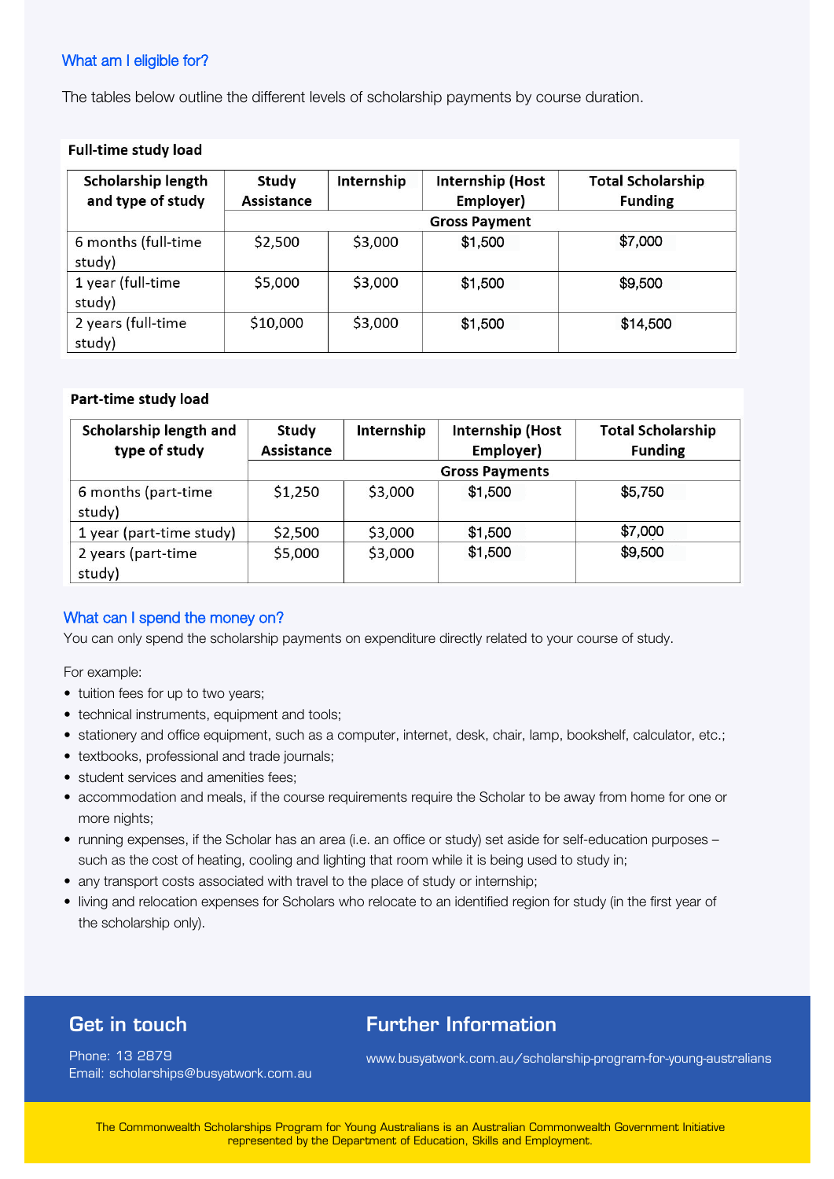## What am I eligible for?

The tables below outline the different levels of scholarship payments by course duration.

**Full-time study load**

| Scholarship length and type of study | Study Assistance | Internship | Internship (Host Employer) | Total Scholarship Funding |
|---|---|---|---|---|
| | Gross Payment | | | |
| 6 months (full-time study) | $2,500 | $3,000 | $1,500 | $7,000 |
| 1 year (full-time study) | $5,000 | $3,000 | $1,500 | $9,500 |
| 2 years (full-time study) | $10,000 | $3,000 | $1,500 | $14,500 |

**Part-time study load**

| Scholarship length and type of study | Study Assistance | Internship | Internship (Host Employer) | Total Scholarship Funding |
|---|---|---|---|---|
| | Gross Payments | | | |
| 6 months (part-time study) | $1,250 | $3,000 | $1,500 | $5,750 |
| 1 year (part-time study) | $2,500 | $3,000 | $1,500 | $7,000 |
| 2 years (part-time study) | $5,000 | $3,000 | $1,500 | $9,500 |

## What can I spend the money on?

You can only spend the scholarship payments on expenditure directly related to your course of study.

For example:

- tuition fees for up to two years;
- technical instruments, equipment and tools;
- stationery and office equipment, such as a computer, internet, desk, chair, lamp, bookshelf, calculator, etc.;
- textbooks, professional and trade journals;
- student services and amenities fees;
- accommodation and meals, if the course requirements require the Scholar to be away from home for one or more nights;
- running expenses, if the Scholar has an area (i.e. an office or study) set aside for self-education purposes – such as the cost of heating, cooling and lighting that room while it is being used to study in;
- any transport costs associated with travel to the place of study or internship;
- living and relocation expenses for Scholars who relocate to an identified region for study (in the first year of the scholarship only).

## Get in touch

Phone: 13 2879
Email: scholarships@busyatwork.com.au

## Further Information

www.busyatwork.com.au/scholarship-program-for-young-australians

The Commonwealth Scholarships Program for Young Australians is an Australian Commonwealth Government Initiative represented by the Department of Education, Skills and Employment.